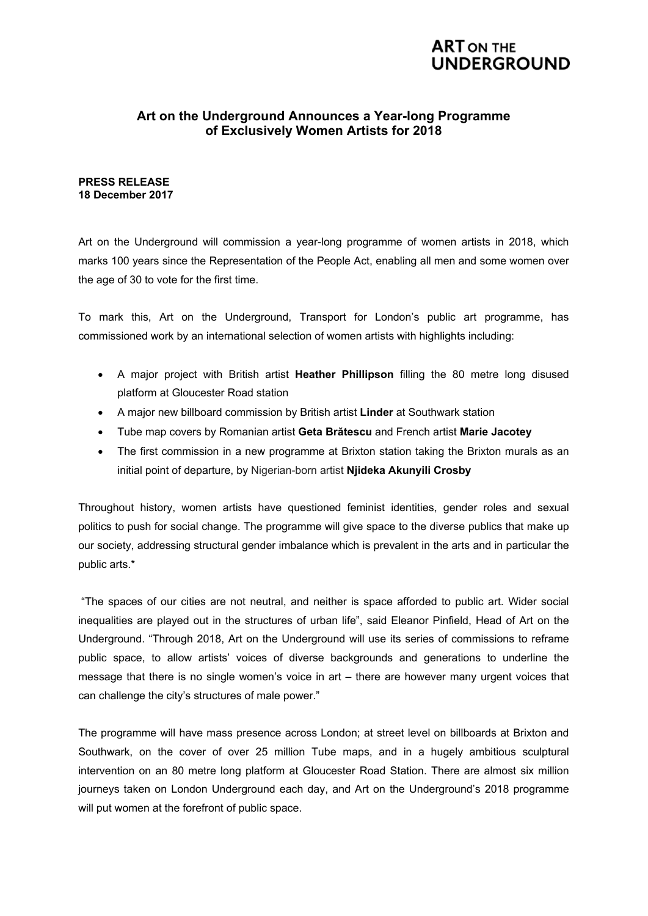# ART ON THE UNDERGROUND

## Art on the Underground Announces a Year-long Programme of Exclusively Women Artists for 2018

**PRESS RELEASE**
**18 December 2017**

Art on the Underground will commission a year-long programme of women artists in 2018, which marks 100 years since the Representation of the People Act, enabling all men and some women over the age of 30 to vote for the first time.

To mark this, Art on the Underground, Transport for London's public art programme, has commissioned work by an international selection of women artists with highlights including:

- A major project with British artist **Heather Phillipson** filling the 80 metre long disused platform at Gloucester Road station
- A major new billboard commission by British artist **Linder** at Southwark station
- Tube map covers by Romanian artist **Geta Brătescu** and French artist **Marie Jacotey**
- The first commission in a new programme at Brixton station taking the Brixton murals as an initial point of departure, by Nigerian-born artist **Njideka Akunyili Crosby**

Throughout history, women artists have questioned feminist identities, gender roles and sexual politics to push for social change. The programme will give space to the diverse publics that make up our society, addressing structural gender imbalance which is prevalent in the arts and in particular the public arts.*

"The spaces of our cities are not neutral, and neither is space afforded to public art. Wider social inequalities are played out in the structures of urban life", said Eleanor Pinfield, Head of Art on the Underground. "Through 2018, Art on the Underground will use its series of commissions to reframe public space, to allow artists' voices of diverse backgrounds and generations to underline the message that there is no single women's voice in art – there are however many urgent voices that can challenge the city's structures of male power."

The programme will have mass presence across London; at street level on billboards at Brixton and Southwark, on the cover of over 25 million Tube maps, and in a hugely ambitious sculptural intervention on an 80 metre long platform at Gloucester Road Station. There are almost six million journeys taken on London Underground each day, and Art on the Underground's 2018 programme will put women at the forefront of public space.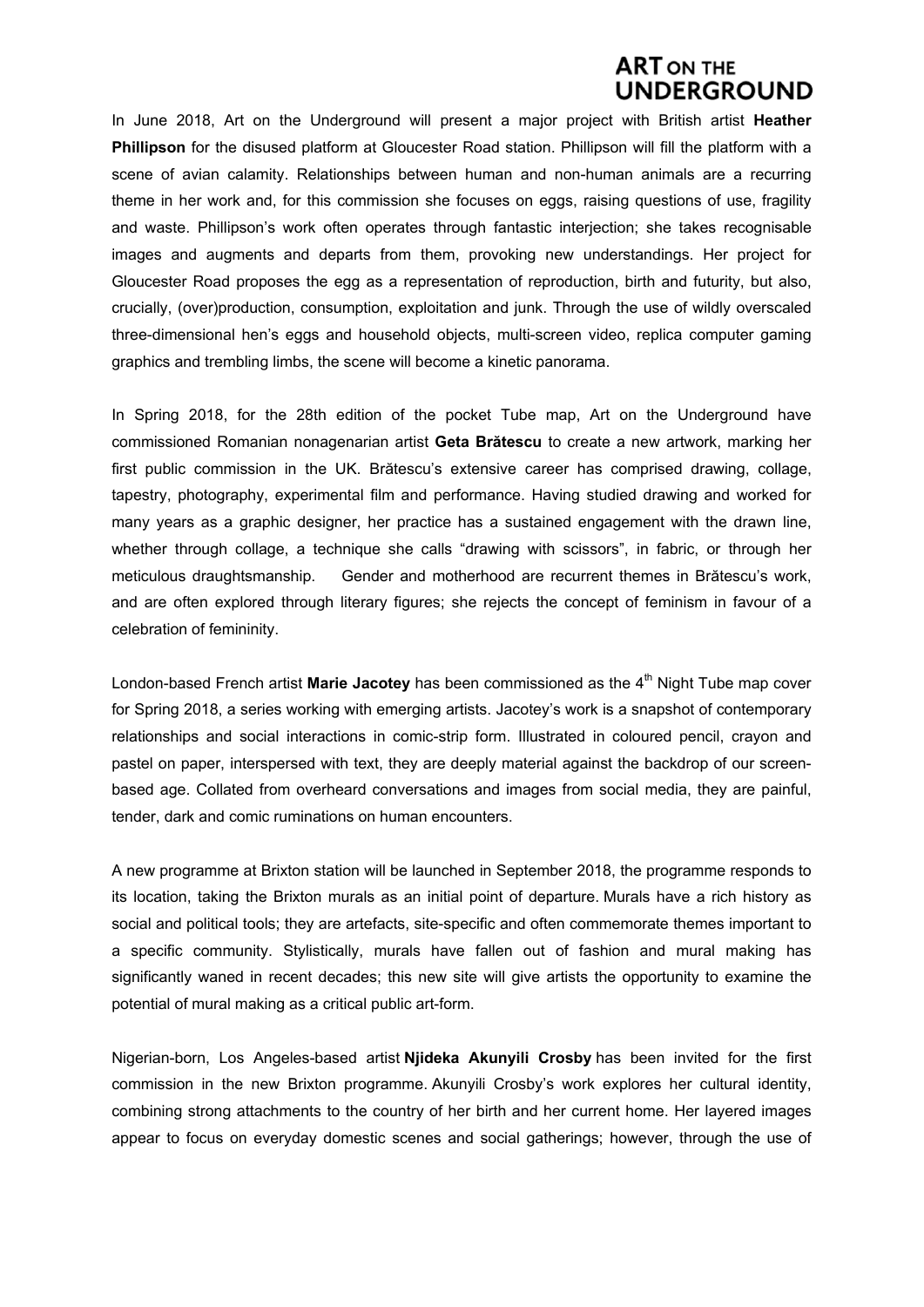In June 2018, Art on the Underground will present a major project with British artist **Heather Phillipson** for the disused platform at Gloucester Road station. Phillipson will fill the platform with a scene of avian calamity. Relationships between human and non-human animals are a recurring theme in her work and, for this commission she focuses on eggs, raising questions of use, fragility and waste. Phillipson's work often operates through fantastic interjection; she takes recognisable images and augments and departs from them, provoking new understandings. Her project for Gloucester Road proposes the egg as a representation of reproduction, birth and futurity, but also, crucially, (over)production, consumption, exploitation and junk. Through the use of wildly overscaled three-dimensional hen's eggs and household objects, multi-screen video, replica computer gaming graphics and trembling limbs, the scene will become a kinetic panorama.

In Spring 2018, for the 28th edition of the pocket Tube map, Art on the Underground have commissioned Romanian nonagenarian artist **Geta Brătescu** to create a new artwork, marking her first public commission in the UK. Brătescu's extensive career has comprised drawing, collage, tapestry, photography, experimental film and performance. Having studied drawing and worked for many years as a graphic designer, her practice has a sustained engagement with the drawn line, whether through collage, a technique she calls "drawing with scissors", in fabric, or through her meticulous draughtsmanship. Gender and motherhood are recurrent themes in Brătescu's work, and are often explored through literary figures; she rejects the concept of feminism in favour of a celebration of femininity.

London-based French artist **Marie Jacotey** has been commissioned as the 4th Night Tube map cover for Spring 2018, a series working with emerging artists. Jacotey's work is a snapshot of contemporary relationships and social interactions in comic-strip form. Illustrated in coloured pencil, crayon and pastel on paper, interspersed with text, they are deeply material against the backdrop of our screen-based age. Collated from overheard conversations and images from social media, they are painful, tender, dark and comic ruminations on human encounters.

A new programme at Brixton station will be launched in September 2018, the programme responds to its location, taking the Brixton murals as an initial point of departure. Murals have a rich history as social and political tools; they are artefacts, site-specific and often commemorate themes important to a specific community. Stylistically, murals have fallen out of fashion and mural making has significantly waned in recent decades; this new site will give artists the opportunity to examine the potential of mural making as a critical public art-form.

Nigerian-born, Los Angeles-based artist **Njideka Akunyili Crosby** has been invited for the first commission in the new Brixton programme. Akunyili Crosby's work explores her cultural identity, combining strong attachments to the country of her birth and her current home. Her layered images appear to focus on everyday domestic scenes and social gatherings; however, through the use of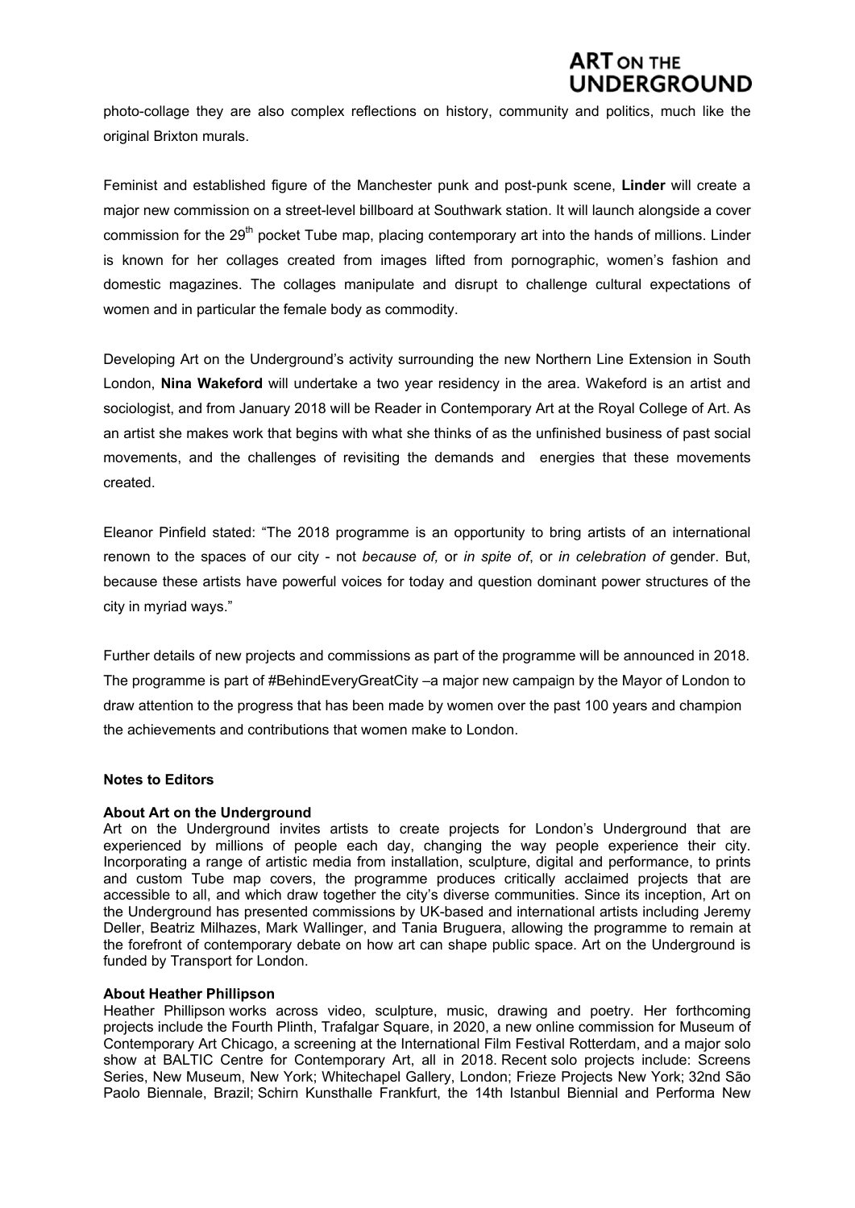photo-collage they are also complex reflections on history, community and politics, much like the original Brixton murals.

Feminist and established figure of the Manchester punk and post-punk scene, **Linder** will create a major new commission on a street-level billboard at Southwark station. It will launch alongside a cover commission for the 29th pocket Tube map, placing contemporary art into the hands of millions. Linder is known for her collages created from images lifted from pornographic, women's fashion and domestic magazines. The collages manipulate and disrupt to challenge cultural expectations of women and in particular the female body as commodity.

Developing Art on the Underground's activity surrounding the new Northern Line Extension in South London, **Nina Wakeford** will undertake a two year residency in the area. Wakeford is an artist and sociologist, and from January 2018 will be Reader in Contemporary Art at the Royal College of Art. As an artist she makes work that begins with what she thinks of as the unfinished business of past social movements, and the challenges of revisiting the demands and energies that these movements created.

Eleanor Pinfield stated: "The 2018 programme is an opportunity to bring artists of an international renown to the spaces of our city - not *because of,* or *in spite of*, or *in celebration of* gender. But, because these artists have powerful voices for today and question dominant power structures of the city in myriad ways."

Further details of new projects and commissions as part of the programme will be announced in 2018. The programme is part of #BehindEveryGreatCity –a major new campaign by the Mayor of London to draw attention to the progress that has been made by women over the past 100 years and champion the achievements and contributions that women make to London.

**Notes to Editors**

**About Art on the Underground**

Art on the Underground invites artists to create projects for London's Underground that are experienced by millions of people each day, changing the way people experience their city. Incorporating a range of artistic media from installation, sculpture, digital and performance, to prints and custom Tube map covers, the programme produces critically acclaimed projects that are accessible to all, and which draw together the city's diverse communities. Since its inception, Art on the Underground has presented commissions by UK-based and international artists including Jeremy Deller, Beatriz Milhazes, Mark Wallinger, and Tania Bruguera, allowing the programme to remain at the forefront of contemporary debate on how art can shape public space. Art on the Underground is funded by Transport for London.

**About Heather Phillipson**

Heather Phillipson works across video, sculpture, music, drawing and poetry. Her forthcoming projects include the Fourth Plinth, Trafalgar Square, in 2020, a new online commission for Museum of Contemporary Art Chicago, a screening at the International Film Festival Rotterdam, and a major solo show at BALTIC Centre for Contemporary Art, all in 2018. Recent solo projects include: Screens Series, New Museum, New York; Whitechapel Gallery, London; Frieze Projects New York; 32nd São Paolo Biennale, Brazil; Schirn Kunsthalle Frankfurt, the 14th Istanbul Biennial and Performa New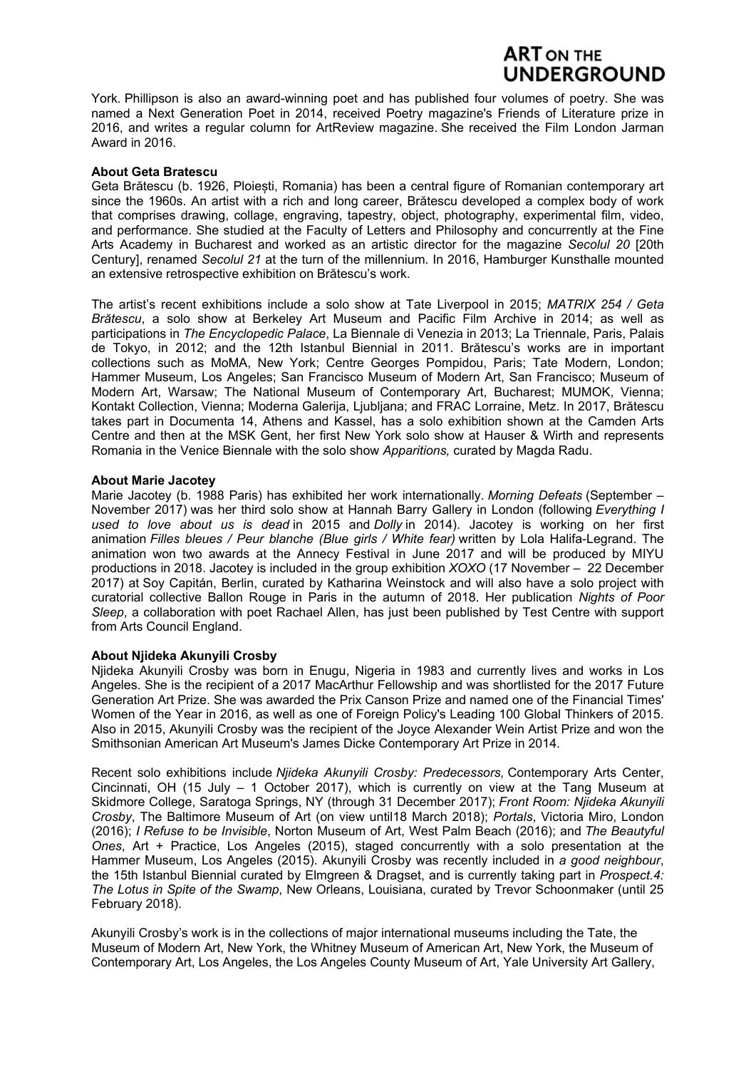York. Phillipson is also an award-winning poet and has published four volumes of poetry. She was named a Next Generation Poet in 2014, received Poetry magazine's Friends of Literature prize in 2016, and writes a regular column for ArtReview magazine. She received the Film London Jarman Award in 2016.

**About Geta Bratescu**

Geta Brătescu (b. 1926, Ploiești, Romania) has been a central figure of Romanian contemporary art since the 1960s. An artist with a rich and long career, Brătescu developed a complex body of work that comprises drawing, collage, engraving, tapestry, object, photography, experimental film, video, and performance. She studied at the Faculty of Letters and Philosophy and concurrently at the Fine Arts Academy in Bucharest and worked as an artistic director for the magazine *Secolul 20* [20th Century], renamed *Secolul 21* at the turn of the millennium. In 2016, Hamburger Kunsthalle mounted an extensive retrospective exhibition on Brătescu's work.

The artist's recent exhibitions include a solo show at Tate Liverpool in 2015; *MATRIX 254 / Geta Brătescu*, a solo show at Berkeley Art Museum and Pacific Film Archive in 2014; as well as participations in *The Encyclopedic Palace*, La Biennale di Venezia in 2013; La Triennale, Paris, Palais de Tokyo, in 2012; and the 12th Istanbul Biennial in 2011. Brătescu's works are in important collections such as MoMA, New York; Centre Georges Pompidou, Paris; Tate Modern, London; Hammer Museum, Los Angeles; San Francisco Museum of Modern Art, San Francisco; Museum of Modern Art, Warsaw; The National Museum of Contemporary Art, Bucharest; MUMOK, Vienna; Kontakt Collection, Vienna; Moderna Galerija, Ljubljana; and FRAC Lorraine, Metz. In 2017, Brătescu takes part in Documenta 14, Athens and Kassel, has a solo exhibition shown at the Camden Arts Centre and then at the MSK Gent, her first New York solo show at Hauser & Wirth and represents Romania in the Venice Biennale with the solo show *Apparitions,* curated by Magda Radu.

**About Marie Jacotey**

Marie Jacotey (b. 1988 Paris) has exhibited her work internationally. *Morning Defeats* (September – November 2017) was her third solo show at Hannah Barry Gallery in London (following *Everything I used to love about us is dead* in 2015 and *Dolly* in 2014). Jacotey is working on her first animation *Filles bleues / Peur blanche (Blue girls / White fear)* written by Lola Halifa-Legrand. The animation won two awards at the Annecy Festival in June 2017 and will be produced by MIYU productions in 2018. Jacotey is included in the group exhibition *XOXO* (17 November – 22 December 2017) at Soy Capitán, Berlin, curated by Katharina Weinstock and will also have a solo project with curatorial collective Ballon Rouge in Paris in the autumn of 2018. Her publication *Nights of Poor Sleep*, a collaboration with poet Rachael Allen, has just been published by Test Centre with support from Arts Council England.

**About Njideka Akunyili Crosby**

Njideka Akunyili Crosby was born in Enugu, Nigeria in 1983 and currently lives and works in Los Angeles. She is the recipient of a 2017 MacArthur Fellowship and was shortlisted for the 2017 Future Generation Art Prize. She was awarded the Prix Canson Prize and named one of the Financial Times' Women of the Year in 2016, as well as one of Foreign Policy's Leading 100 Global Thinkers of 2015. Also in 2015, Akunyili Crosby was the recipient of the Joyce Alexander Wein Artist Prize and won the Smithsonian American Art Museum's James Dicke Contemporary Art Prize in 2014.

Recent solo exhibitions include *Njideka Akunyili Crosby: Predecessors,* Contemporary Arts Center, Cincinnati, OH (15 July – 1 October 2017), which is currently on view at the Tang Museum at Skidmore College, Saratoga Springs, NY (through 31 December 2017); *Front Room: Njideka Akunyili Crosby*, The Baltimore Museum of Art (on view until18 March 2018); *Portals*, Victoria Miro, London (2016); *I Refuse to be Invisible*, Norton Museum of Art, West Palm Beach (2016); and *The Beautyful Ones*, Art + Practice, Los Angeles (2015), staged concurrently with a solo presentation at the Hammer Museum, Los Angeles (2015). Akunyili Crosby was recently included in *a good neighbour*, the 15th Istanbul Biennial curated by Elmgreen & Dragset, and is currently taking part in *Prospect.4: The Lotus in Spite of the Swamp*, New Orleans, Louisiana, curated by Trevor Schoonmaker (until 25 February 2018).

Akunyili Crosby's work is in the collections of major international museums including the Tate, the Museum of Modern Art, New York, the Whitney Museum of American Art, New York, the Museum of Contemporary Art, Los Angeles, the Los Angeles County Museum of Art, Yale University Art Gallery,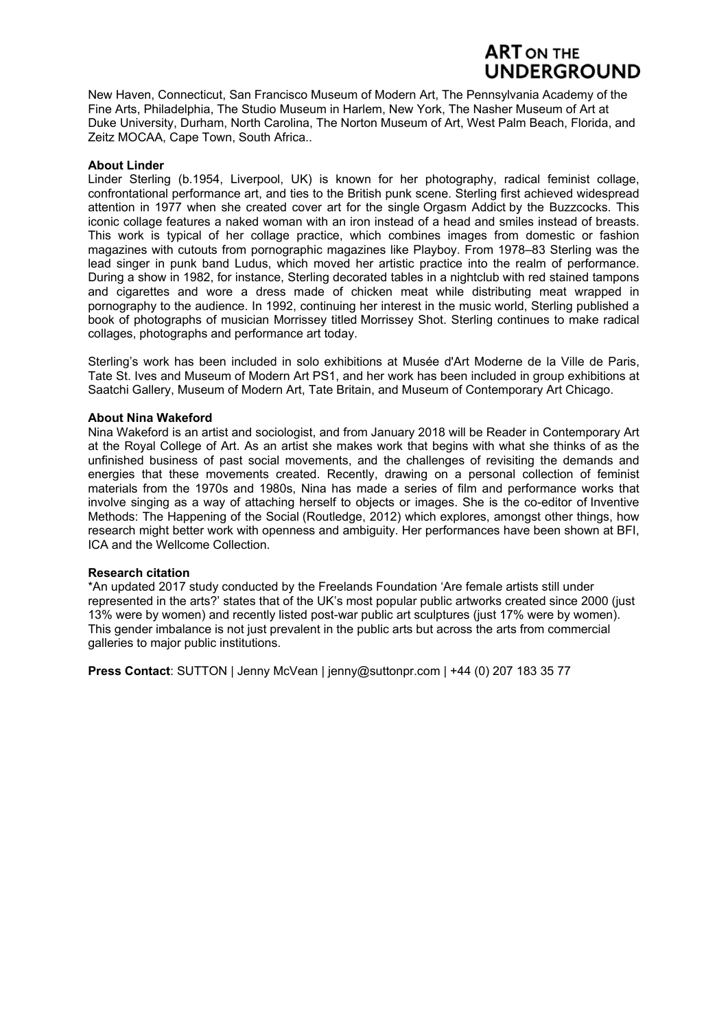New Haven, Connecticut, San Francisco Museum of Modern Art, The Pennsylvania Academy of the Fine Arts, Philadelphia, The Studio Museum in Harlem, New York, The Nasher Museum of Art at Duke University, Durham, North Carolina, The Norton Museum of Art, West Palm Beach, Florida, and Zeitz MOCAA, Cape Town, South Africa..

**About Linder**

Linder Sterling (b.1954, Liverpool, UK) is known for her photography, radical feminist collage, confrontational performance art, and ties to the British punk scene. Sterling first achieved widespread attention in 1977 when she created cover art for the single Orgasm Addict by the Buzzcocks. This iconic collage features a naked woman with an iron instead of a head and smiles instead of breasts. This work is typical of her collage practice, which combines images from domestic or fashion magazines with cutouts from pornographic magazines like Playboy. From 1978–83 Sterling was the lead singer in punk band Ludus, which moved her artistic practice into the realm of performance. During a show in 1982, for instance, Sterling decorated tables in a nightclub with red stained tampons and cigarettes and wore a dress made of chicken meat while distributing meat wrapped in pornography to the audience. In 1992, continuing her interest in the music world, Sterling published a book of photographs of musician Morrissey titled Morrissey Shot. Sterling continues to make radical collages, photographs and performance art today.

Sterling's work has been included in solo exhibitions at Musée d'Art Moderne de la Ville de Paris, Tate St. Ives and Museum of Modern Art PS1, and her work has been included in group exhibitions at Saatchi Gallery, Museum of Modern Art, Tate Britain, and Museum of Contemporary Art Chicago.

**About Nina Wakeford**

Nina Wakeford is an artist and sociologist, and from January 2018 will be Reader in Contemporary Art at the Royal College of Art. As an artist she makes work that begins with what she thinks of as the unfinished business of past social movements, and the challenges of revisiting the demands and energies that these movements created. Recently, drawing on a personal collection of feminist materials from the 1970s and 1980s, Nina has made a series of film and performance works that involve singing as a way of attaching herself to objects or images. She is the co-editor of Inventive Methods: The Happening of the Social (Routledge, 2012) which explores, amongst other things, how research might better work with openness and ambiguity. Her performances have been shown at BFI, ICA and the Wellcome Collection.

**Research citation**

*An updated 2017 study conducted by the Freelands Foundation 'Are female artists still under represented in the arts?' states that of the UK's most popular public artworks created since 2000 (just 13% were by women) and recently listed post-war public art sculptures (just 17% were by women). This gender imbalance is not just prevalent in the public arts but across the arts from commercial galleries to major public institutions.

**Press Contact**: SUTTON | Jenny McVean | jenny@suttonpr.com | +44 (0) 207 183 35 77